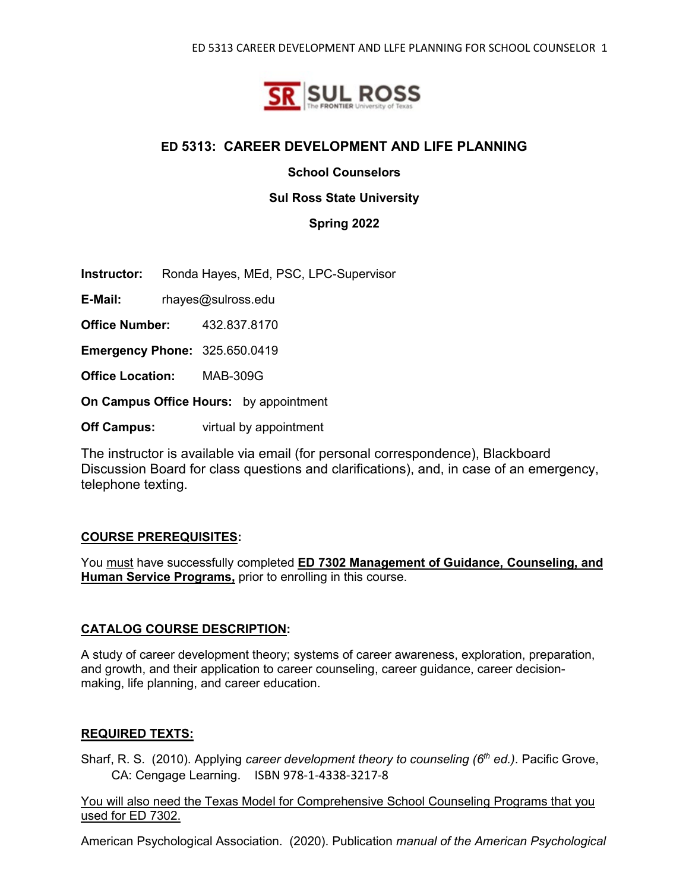# ED 5313: CAREER DEVELOPMENT AND LIFE PLANNING

**School Counselors**

**Sul Ross State University**

**Spring 2022**

**Instructor:** Ronda Hayes, MEd, PSC, LPC-Supervisor

**E-Mail:** rhayes@sulross.edu

**Office Number:** 432.837.8170

**Emergency Phone:** 325.650.0419

**Office Location:** MAB-309G

**On Campus Office Hours:** by appointment

**Off Campus:** virtual by appointment

The instructor is available via email (for personal correspondence), Blackboard Discussion Board for class questions and clarifications), and, in case of an emergency, telephone texting.

## COURSE PREREQUISITES:

You must have successfully completed **ED 7302 Management of Guidance, Counseling, and Human Service Programs,** prior to enrolling in this course.

## CATALOG COURSE DESCRIPTION:

A study of career development theory; systems of career awareness, exploration, preparation, and growth, and their application to career counseling, career guidance, career decision-making, life planning, and career education.

## REQUIRED TEXTS:

Sharf, R. S. (2010). Applying *career development theory to counseling (6th ed.)*. Pacific Grove, CA: Cengage Learning. ISBN 978-1-4338-3217-8

You will also need the Texas Model for Comprehensive School Counseling Programs that you used for ED 7302.

American Psychological Association. (2020). Publication *manual of the American Psychological*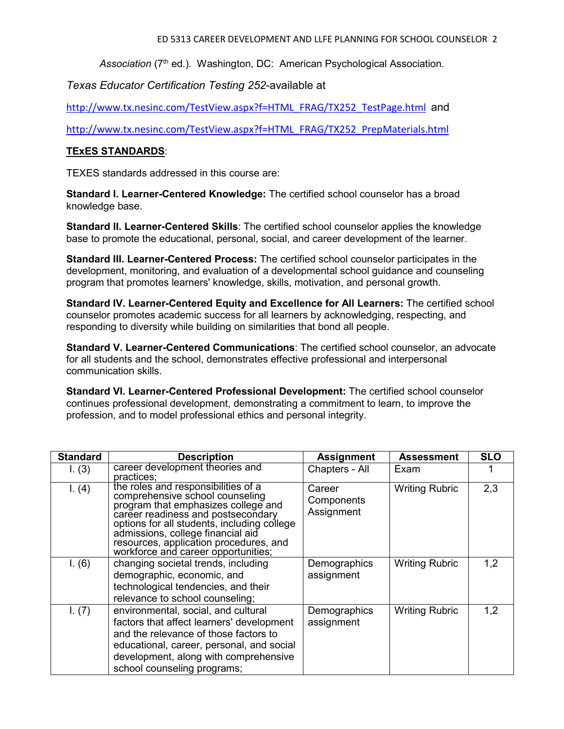*Association* (7th ed.). Washington, DC: American Psychological Association.

*Texas Educator Certification Testing 252*-available at

http://www.tx.nesinc.com/TestView.aspx?f=HTML_FRAG/TX252_TestPage.html and

http://www.tx.nesinc.com/TestView.aspx?f=HTML_FRAG/TX252_PrepMaterials.html

**TExES STANDARDS**:

TEXES standards addressed in this course are:

**Standard I. Learner-Centered Knowledge:** The certified school counselor has a broad knowledge base.

**Standard II. Learner-Centered Skills**: The certified school counselor applies the knowledge base to promote the educational, personal, social, and career development of the learner.

**Standard III. Learner-Centered Process:** The certified school counselor participates in the development, monitoring, and evaluation of a developmental school guidance and counseling program that promotes learners' knowledge, skills, motivation, and personal growth.

**Standard IV. Learner-Centered Equity and Excellence for All Learners:** The certified school counselor promotes academic success for all learners by acknowledging, respecting, and responding to diversity while building on similarities that bond all people.

**Standard V. Learner-Centered Communications**: The certified school counselor, an advocate for all students and the school, demonstrates effective professional and interpersonal communication skills.

**Standard VI. Learner-Centered Professional Development:** The certified school counselor continues professional development, demonstrating a commitment to learn, to improve the profession, and to model professional ethics and personal integrity.

| Standard | Description | Assignment | Assessment | SLO |
|---|---|---|---|---|
| I. (3) | career development theories and practices; | Chapters - All | Exam | 1 |
| I. (4) | the roles and responsibilities of a comprehensive school counseling program that emphasizes college and career readiness and postsecondary options for all students, including college admissions, college financial aid resources, application procedures, and workforce and career opportunities; | Career Components Assignment | Writing Rubric | 2,3 |
| I. (6) | changing societal trends, including demographic, economic, and technological tendencies, and their relevance to school counseling; | Demographics assignment | Writing Rubric | 1,2 |
| I. (7) | environmental, social, and cultural factors that affect learners' development and the relevance of those factors to educational, career, personal, and social development, along with comprehensive school counseling programs; | Demographics assignment | Writing Rubric | 1,2 |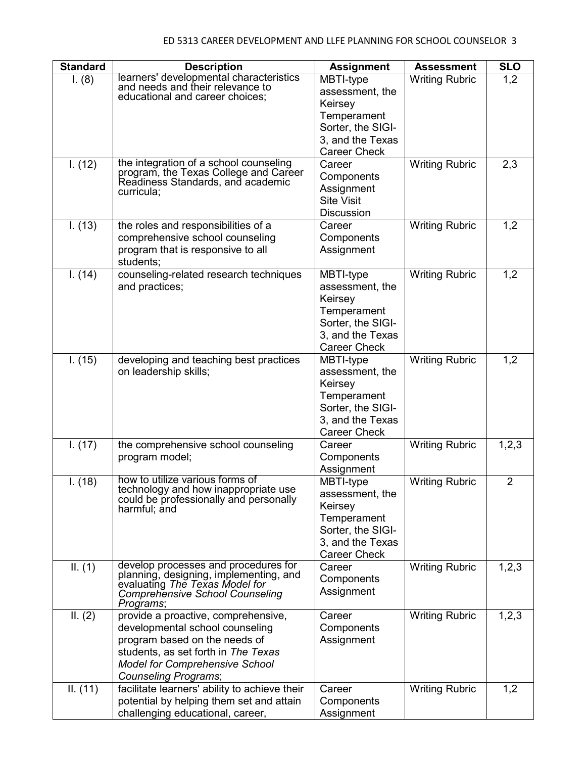| Standard | Description | Assignment | Assessment | SLO |
|---|---|---|---|---|
| I. (8) | learners' developmental characteristics and needs and their relevance to educational and career choices; | MBTI-type assessment, the Keirsey Temperament Sorter, the SIGI-3, and the Texas Career Check | Writing Rubric | 1,2 |
| I. (12) | the integration of a school counseling program, the Texas College and Career Readiness Standards, and academic curricula; | Career Components Assignment Site Visit Discussion | Writing Rubric | 2,3 |
| I. (13) | the roles and responsibilities of a comprehensive school counseling program that is responsive to all students; | Career Components Assignment | Writing Rubric | 1,2 |
| I. (14) | counseling-related research techniques and practices; | MBTI-type assessment, the Keirsey Temperament Sorter, the SIGI-3, and the Texas Career Check | Writing Rubric | 1,2 |
| I. (15) | developing and teaching best practices on leadership skills; | MBTI-type assessment, the Keirsey Temperament Sorter, the SIGI-3, and the Texas Career Check | Writing Rubric | 1,2 |
| I. (17) | the comprehensive school counseling program model; | Career Components Assignment | Writing Rubric | 1,2,3 |
| I. (18) | how to utilize various forms of technology and how inappropriate use could be professionally and personally harmful; and | MBTI-type assessment, the Keirsey Temperament Sorter, the SIGI-3, and the Texas Career Check | Writing Rubric | 2 |
| II. (1) | develop processes and procedures for planning, designing, implementing, and evaluating *The Texas Model for Comprehensive School Counseling Programs*; | Career Components Assignment | Writing Rubric | 1,2,3 |
| II. (2) | provide a proactive, comprehensive, developmental school counseling program based on the needs of students, as set forth in *The Texas Model for Comprehensive School Counseling Programs*; | Career Components Assignment | Writing Rubric | 1,2,3 |
| II. (11) | facilitate learners' ability to achieve their potential by helping them set and attain challenging educational, career, | Career Components Assignment | Writing Rubric | 1,2 |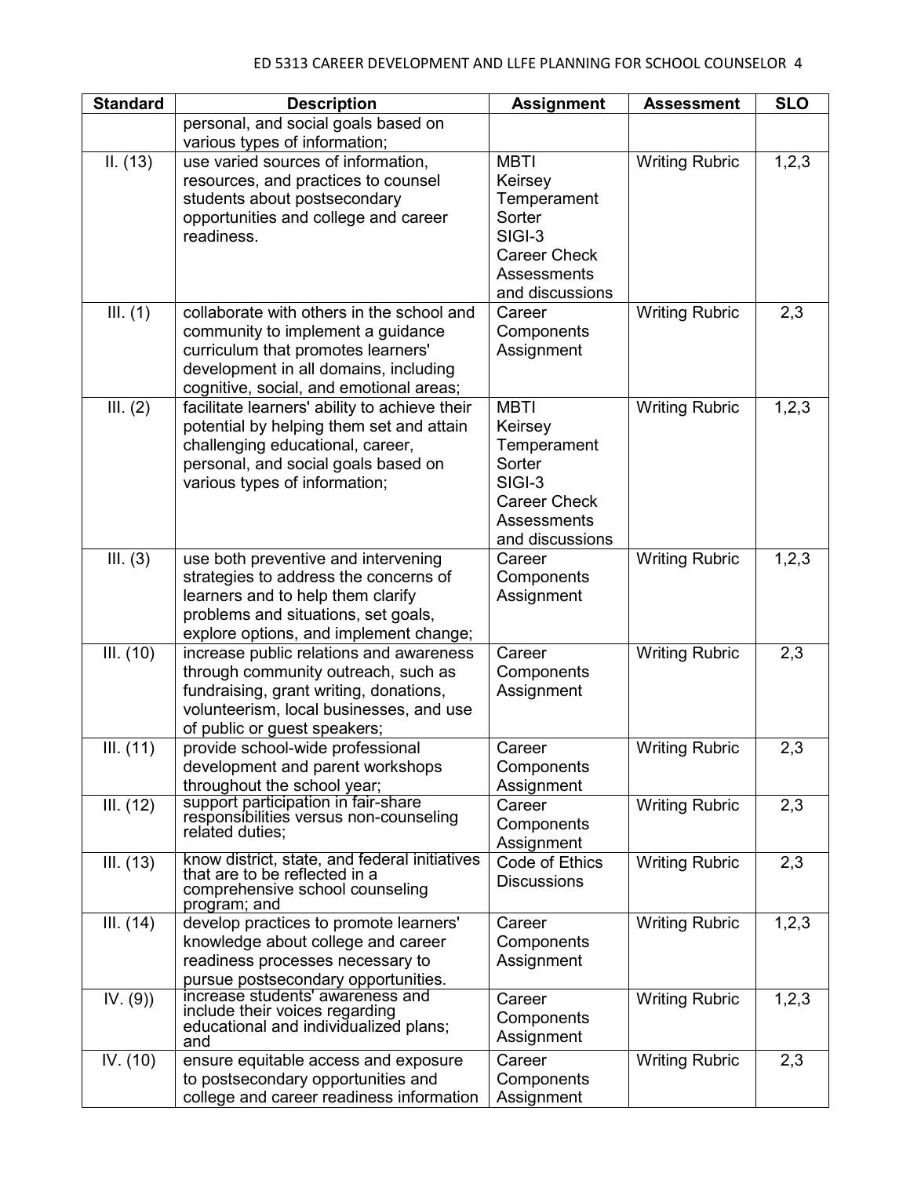| Standard | Description | Assignment | Assessment | SLO |
|---|---|---|---|---|
| | personal, and social goals based on various types of information; | | | |
| II. (13) | use varied sources of information, resources, and practices to counsel students about postsecondary opportunities and college and career readiness. | MBTI Keirsey Temperament Sorter SIGI-3 Career Check Assessments and discussions | Writing Rubric | 1,2,3 |
| III. (1) | collaborate with others in the school and community to implement a guidance curriculum that promotes learners' development in all domains, including cognitive, social, and emotional areas; | Career Components Assignment | Writing Rubric | 2,3 |
| III. (2) | facilitate learners' ability to achieve their potential by helping them set and attain challenging educational, career, personal, and social goals based on various types of information; | MBTI Keirsey Temperament Sorter SIGI-3 Career Check Assessments and discussions | Writing Rubric | 1,2,3 |
| III. (3) | use both preventive and intervening strategies to address the concerns of learners and to help them clarify problems and situations, set goals, explore options, and implement change; | Career Components Assignment | Writing Rubric | 1,2,3 |
| III. (10) | increase public relations and awareness through community outreach, such as fundraising, grant writing, donations, volunteerism, local businesses, and use of public or guest speakers; | Career Components Assignment | Writing Rubric | 2,3 |
| III. (11) | provide school-wide professional development and parent workshops throughout the school year; | Career Components Assignment | Writing Rubric | 2,3 |
| III. (12) | support participation in fair-share responsibilities versus non-counseling related duties; | Career Components Assignment | Writing Rubric | 2,3 |
| III. (13) | know district, state, and federal initiatives that are to be reflected in a comprehensive school counseling program; and | Code of Ethics Discussions | Writing Rubric | 2,3 |
| III. (14) | develop practices to promote learners' knowledge about college and career readiness processes necessary to pursue postsecondary opportunities. | Career Components Assignment | Writing Rubric | 1,2,3 |
| IV. (9)) | increase students' awareness and include their voices regarding educational and individualized plans; and | Career Components Assignment | Writing Rubric | 1,2,3 |
| IV. (10) | ensure equitable access and exposure to postsecondary opportunities and college and career readiness information | Career Components Assignment | Writing Rubric | 2,3 |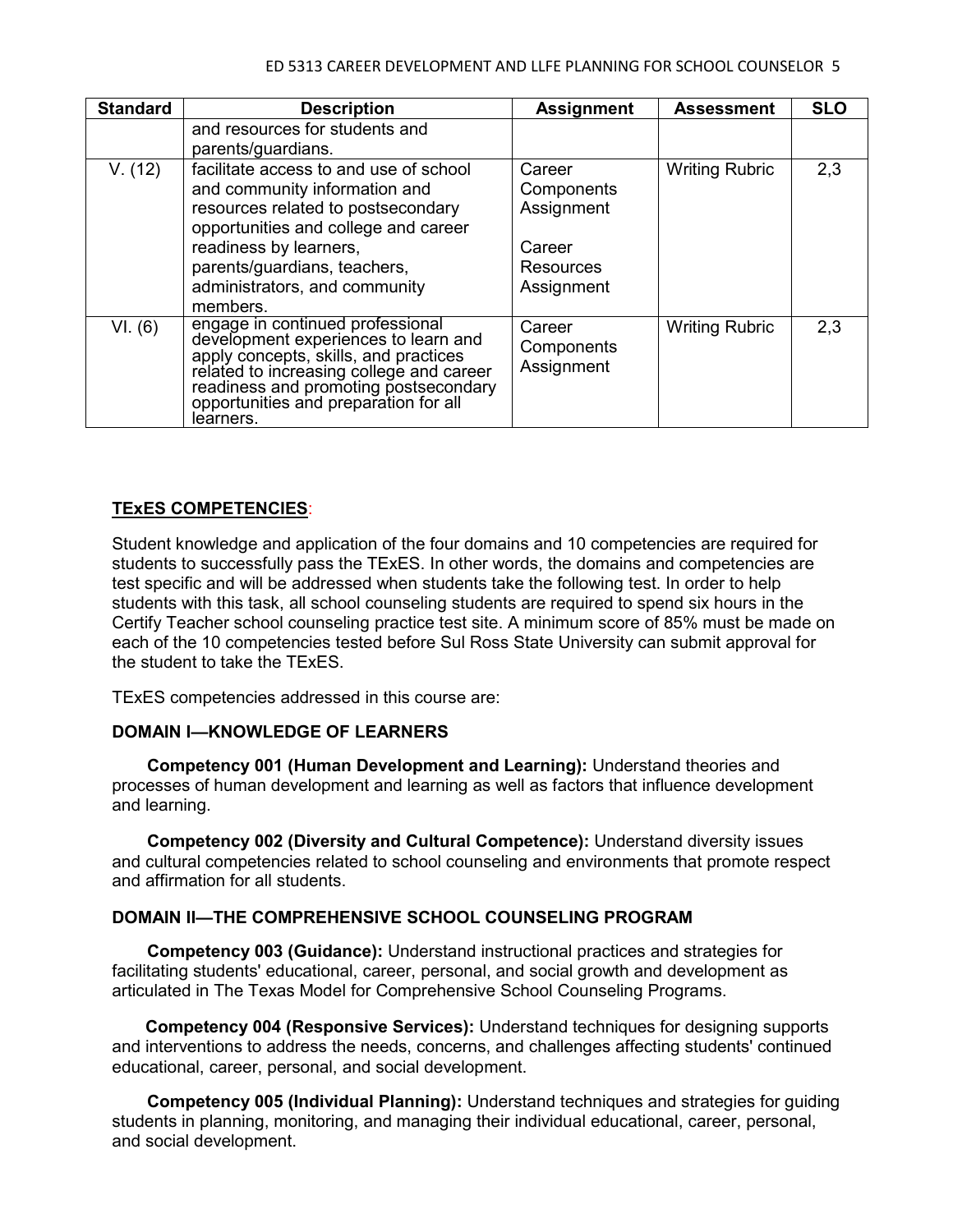| Standard | Description | Assignment | Assessment | SLO |
|---|---|---|---|---|
| | and resources for students and parents/guardians. | | | |
| V. (12) | facilitate access to and use of school and community information and resources related to postsecondary opportunities and college and career readiness by learners, parents/guardians, teachers, administrators, and community members. | Career Components Assignment<br><br>Career Resources Assignment | Writing Rubric | 2,3 |
| VI. (6) | engage in continued professional development experiences to learn and apply concepts, skills, and practices related to increasing college and career readiness and promoting postsecondary opportunities and preparation for all learners. | Career Components Assignment | Writing Rubric | 2,3 |

## TExES COMPETENCIES:

Student knowledge and application of the four domains and 10 competencies are required for students to successfully pass the TExES. In other words, the domains and competencies are test specific and will be addressed when students take the following test. In order to help students with this task, all school counseling students are required to spend six hours in the Certify Teacher school counseling practice test site. A minimum score of 85% must be made on each of the 10 competencies tested before Sul Ross State University can submit approval for the student to take the TExES.

TExES competencies addressed in this course are:

### DOMAIN I—KNOWLEDGE OF LEARNERS

**Competency 001 (Human Development and Learning):** Understand theories and processes of human development and learning as well as factors that influence development and learning.

**Competency 002 (Diversity and Cultural Competence):** Understand diversity issues and cultural competencies related to school counseling and environments that promote respect and affirmation for all students.

### DOMAIN II—THE COMPREHENSIVE SCHOOL COUNSELING PROGRAM

**Competency 003 (Guidance):** Understand instructional practices and strategies for facilitating students' educational, career, personal, and social growth and development as articulated in The Texas Model for Comprehensive School Counseling Programs.

**Competency 004 (Responsive Services):** Understand techniques for designing supports and interventions to address the needs, concerns, and challenges affecting students' continued educational, career, personal, and social development.

**Competency 005 (Individual Planning):** Understand techniques and strategies for guiding students in planning, monitoring, and managing their individual educational, career, personal, and social development.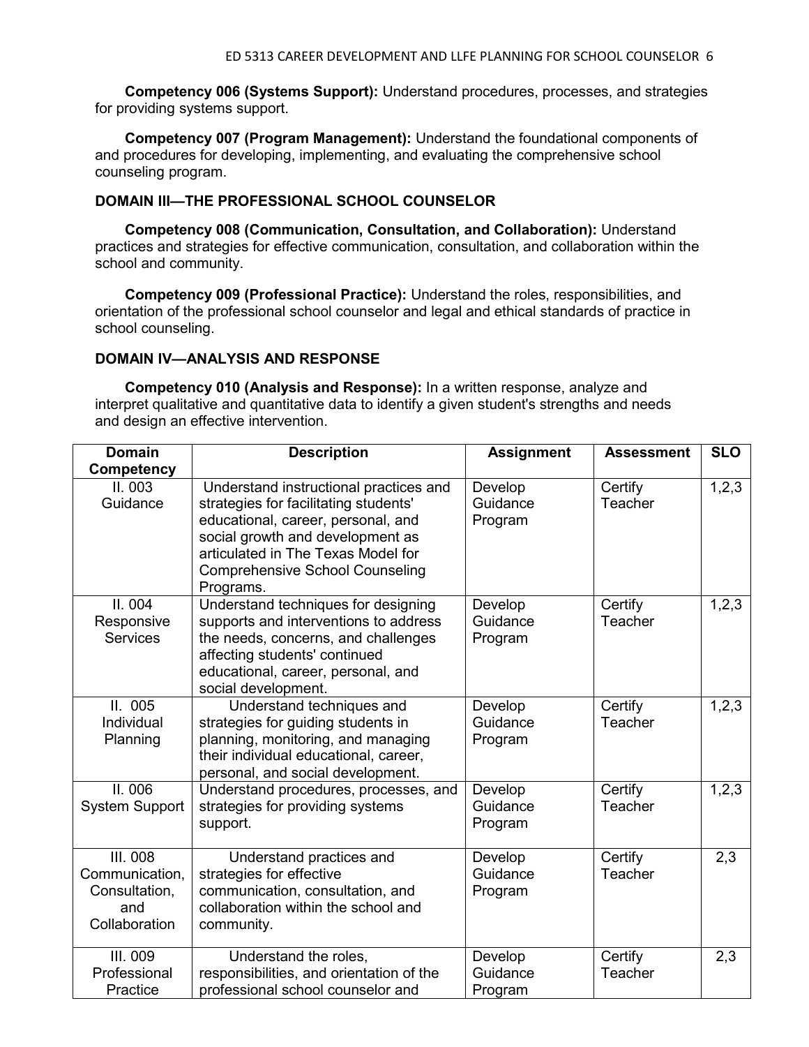**Competency 006 (Systems Support):** Understand procedures, processes, and strategies for providing systems support.

**Competency 007 (Program Management):** Understand the foundational components of and procedures for developing, implementing, and evaluating the comprehensive school counseling program.

**DOMAIN III—THE PROFESSIONAL SCHOOL COUNSELOR**

**Competency 008 (Communication, Consultation, and Collaboration):** Understand practices and strategies for effective communication, consultation, and collaboration within the school and community.

**Competency 009 (Professional Practice):** Understand the roles, responsibilities, and orientation of the professional school counselor and legal and ethical standards of practice in school counseling.

**DOMAIN IV—ANALYSIS AND RESPONSE**

**Competency 010 (Analysis and Response):** In a written response, analyze and interpret qualitative and quantitative data to identify a given student's strengths and needs and design an effective intervention.

| Domain Competency | Description | Assignment | Assessment | SLO |
|---|---|---|---|---|
| II. 003 Guidance | Understand instructional practices and strategies for facilitating students' educational, career, personal, and social growth and development as articulated in The Texas Model for Comprehensive School Counseling Programs. | Develop Guidance Program | Certify Teacher | 1,2,3 |
| II. 004 Responsive Services | Understand techniques for designing supports and interventions to address the needs, concerns, and challenges affecting students' continued educational, career, personal, and social development. | Develop Guidance Program | Certify Teacher | 1,2,3 |
| II. 005 Individual Planning | Understand techniques and strategies for guiding students in planning, monitoring, and managing their individual educational, career, personal, and social development. | Develop Guidance Program | Certify Teacher | 1,2,3 |
| II. 006 System Support | Understand procedures, processes, and strategies for providing systems support. | Develop Guidance Program | Certify Teacher | 1,2,3 |
| III. 008 Communication, Consultation, and Collaboration | Understand practices and strategies for effective communication, consultation, and collaboration within the school and community. | Develop Guidance Program | Certify Teacher | 2,3 |
| III. 009 Professional Practice | Understand the roles, responsibilities, and orientation of the professional school counselor and | Develop Guidance Program | Certify Teacher | 2,3 |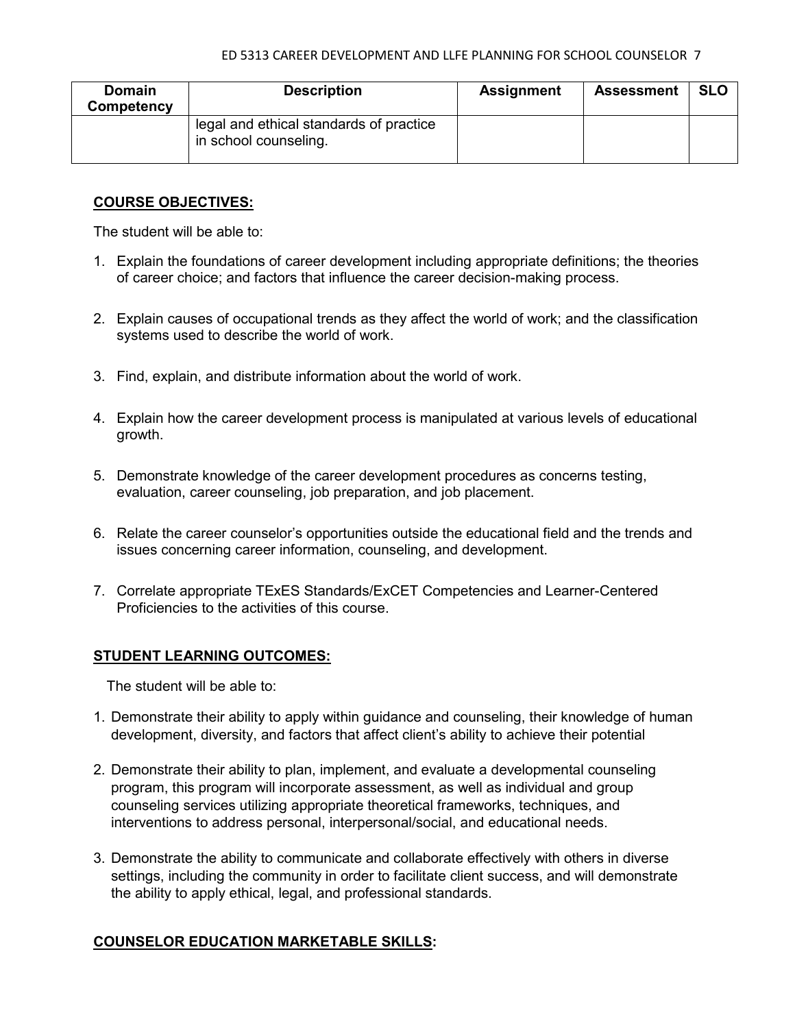| Domain Competency | Description | Assignment | Assessment | SLO |
| --- | --- | --- | --- | --- |
| | legal and ethical standards of practice in school counseling. | | | |

## COURSE OBJECTIVES:

The student will be able to:

1. Explain the foundations of career development including appropriate definitions; the theories of career choice; and factors that influence the career decision-making process.
2. Explain causes of occupational trends as they affect the world of work; and the classification systems used to describe the world of work.
3. Find, explain, and distribute information about the world of work.
4. Explain how the career development process is manipulated at various levels of educational growth.
5. Demonstrate knowledge of the career development procedures as concerns testing, evaluation, career counseling, job preparation, and job placement.
6. Relate the career counselor's opportunities outside the educational field and the trends and issues concerning career information, counseling, and development.
7. Correlate appropriate TExES Standards/ExCET Competencies and Learner-Centered Proficiencies to the activities of this course.

## STUDENT LEARNING OUTCOMES:

The student will be able to:

1. Demonstrate their ability to apply within guidance and counseling, their knowledge of human development, diversity, and factors that affect client's ability to achieve their potential
2. Demonstrate their ability to plan, implement, and evaluate a developmental counseling program, this program will incorporate assessment, as well as individual and group counseling services utilizing appropriate theoretical frameworks, techniques, and interventions to address personal, interpersonal/social, and educational needs.
3. Demonstrate the ability to communicate and collaborate effectively with others in diverse settings, including the community in order to facilitate client success, and will demonstrate the ability to apply ethical, legal, and professional standards.

## COUNSELOR EDUCATION MARKETABLE SKILLS: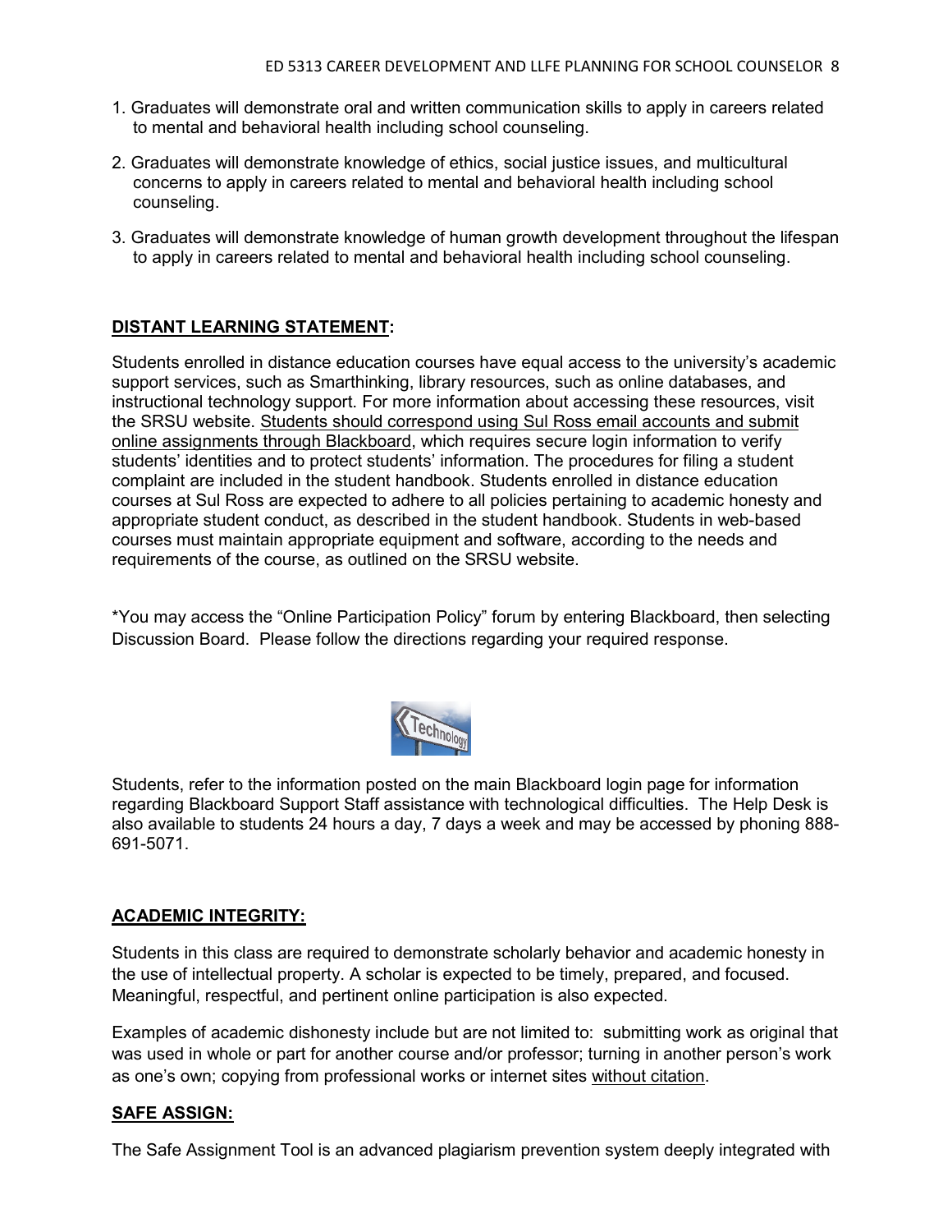1. Graduates will demonstrate oral and written communication skills to apply in careers related to mental and behavioral health including school counseling.

2. Graduates will demonstrate knowledge of ethics, social justice issues, and multicultural concerns to apply in careers related to mental and behavioral health including school counseling.

3. Graduates will demonstrate knowledge of human growth development throughout the lifespan to apply in careers related to mental and behavioral health including school counseling.

## DISTANT LEARNING STATEMENT:

Students enrolled in distance education courses have equal access to the university's academic support services, such as Smarthinking, library resources, such as online databases, and instructional technology support. For more information about accessing these resources, visit the SRSU website. Students should correspond using Sul Ross email accounts and submit online assignments through Blackboard, which requires secure login information to verify students' identities and to protect students' information. The procedures for filing a student complaint are included in the student handbook. Students enrolled in distance education courses at Sul Ross are expected to adhere to all policies pertaining to academic honesty and appropriate student conduct, as described in the student handbook. Students in web-based courses must maintain appropriate equipment and software, according to the needs and requirements of the course, as outlined on the SRSU website.

*You may access the "Online Participation Policy" forum by entering Blackboard, then selecting Discussion Board. Please follow the directions regarding your required response.

Students, refer to the information posted on the main Blackboard login page for information regarding Blackboard Support Staff assistance with technological difficulties. The Help Desk is also available to students 24 hours a day, 7 days a week and may be accessed by phoning 888-691-5071.

## ACADEMIC INTEGRITY:

Students in this class are required to demonstrate scholarly behavior and academic honesty in the use of intellectual property. A scholar is expected to be timely, prepared, and focused. Meaningful, respectful, and pertinent online participation is also expected.

Examples of academic dishonesty include but are not limited to: submitting work as original that was used in whole or part for another course and/or professor; turning in another person's work as one's own; copying from professional works or internet sites without citation.

## SAFE ASSIGN:

The Safe Assignment Tool is an advanced plagiarism prevention system deeply integrated with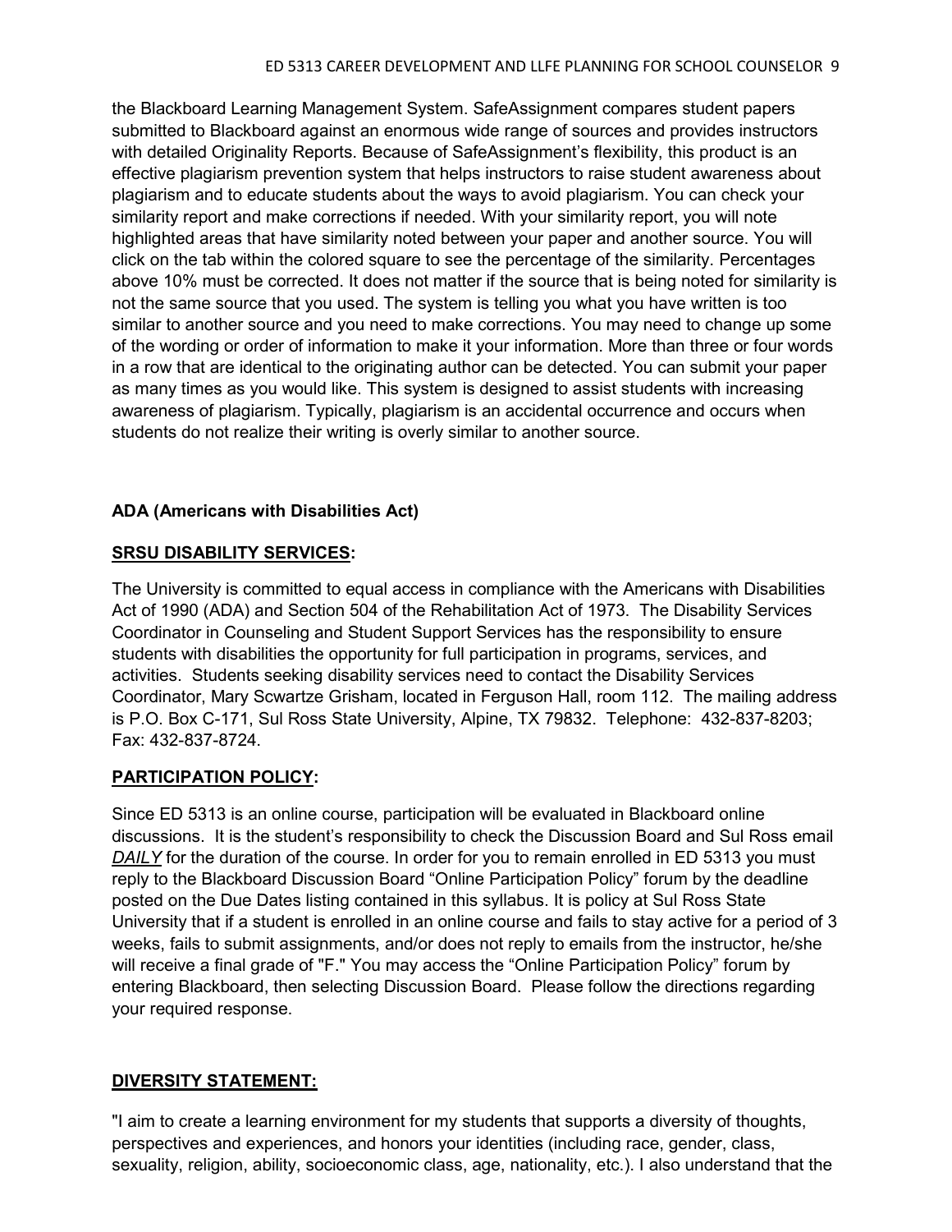the Blackboard Learning Management System. SafeAssignment compares student papers submitted to Blackboard against an enormous wide range of sources and provides instructors with detailed Originality Reports. Because of SafeAssignment's flexibility, this product is an effective plagiarism prevention system that helps instructors to raise student awareness about plagiarism and to educate students about the ways to avoid plagiarism. You can check your similarity report and make corrections if needed. With your similarity report, you will note highlighted areas that have similarity noted between your paper and another source. You will click on the tab within the colored square to see the percentage of the similarity. Percentages above 10% must be corrected. It does not matter if the source that is being noted for similarity is not the same source that you used. The system is telling you what you have written is too similar to another source and you need to make corrections. You may need to change up some of the wording or order of information to make it your information. More than three or four words in a row that are identical to the originating author can be detected. You can submit your paper as many times as you would like. This system is designed to assist students with increasing awareness of plagiarism. Typically, plagiarism is an accidental occurrence and occurs when students do not realize their writing is overly similar to another source.

**ADA (Americans with Disabilities Act)**

**<u>SRSU DISABILITY SERVICES</u>:**

The University is committed to equal access in compliance with the Americans with Disabilities Act of 1990 (ADA) and Section 504 of the Rehabilitation Act of 1973. The Disability Services Coordinator in Counseling and Student Support Services has the responsibility to ensure students with disabilities the opportunity for full participation in programs, services, and activities. Students seeking disability services need to contact the Disability Services Coordinator, Mary Scwartze Grisham, located in Ferguson Hall, room 112. The mailing address is P.O. Box C-171, Sul Ross State University, Alpine, TX 79832. Telephone: 432-837-8203; Fax: 432-837-8724.

**<u>PARTICIPATION POLICY</u>:**

Since ED 5313 is an online course, participation will be evaluated in Blackboard online discussions. It is the student's responsibility to check the Discussion Board and Sul Ross email ***<u>DAILY</u>*** for the duration of the course. In order for you to remain enrolled in ED 5313 you must reply to the Blackboard Discussion Board "Online Participation Policy" forum by the deadline posted on the Due Dates listing contained in this syllabus. It is policy at Sul Ross State University that if a student is enrolled in an online course and fails to stay active for a period of 3 weeks, fails to submit assignments, and/or does not reply to emails from the instructor, he/she will receive a final grade of "F." You may access the "Online Participation Policy" forum by entering Blackboard, then selecting Discussion Board. Please follow the directions regarding your required response.

**<u>DIVERSITY STATEMENT:</u>**

"I aim to create a learning environment for my students that supports a diversity of thoughts, perspectives and experiences, and honors your identities (including race, gender, class, sexuality, religion, ability, socioeconomic class, age, nationality, etc.). I also understand that the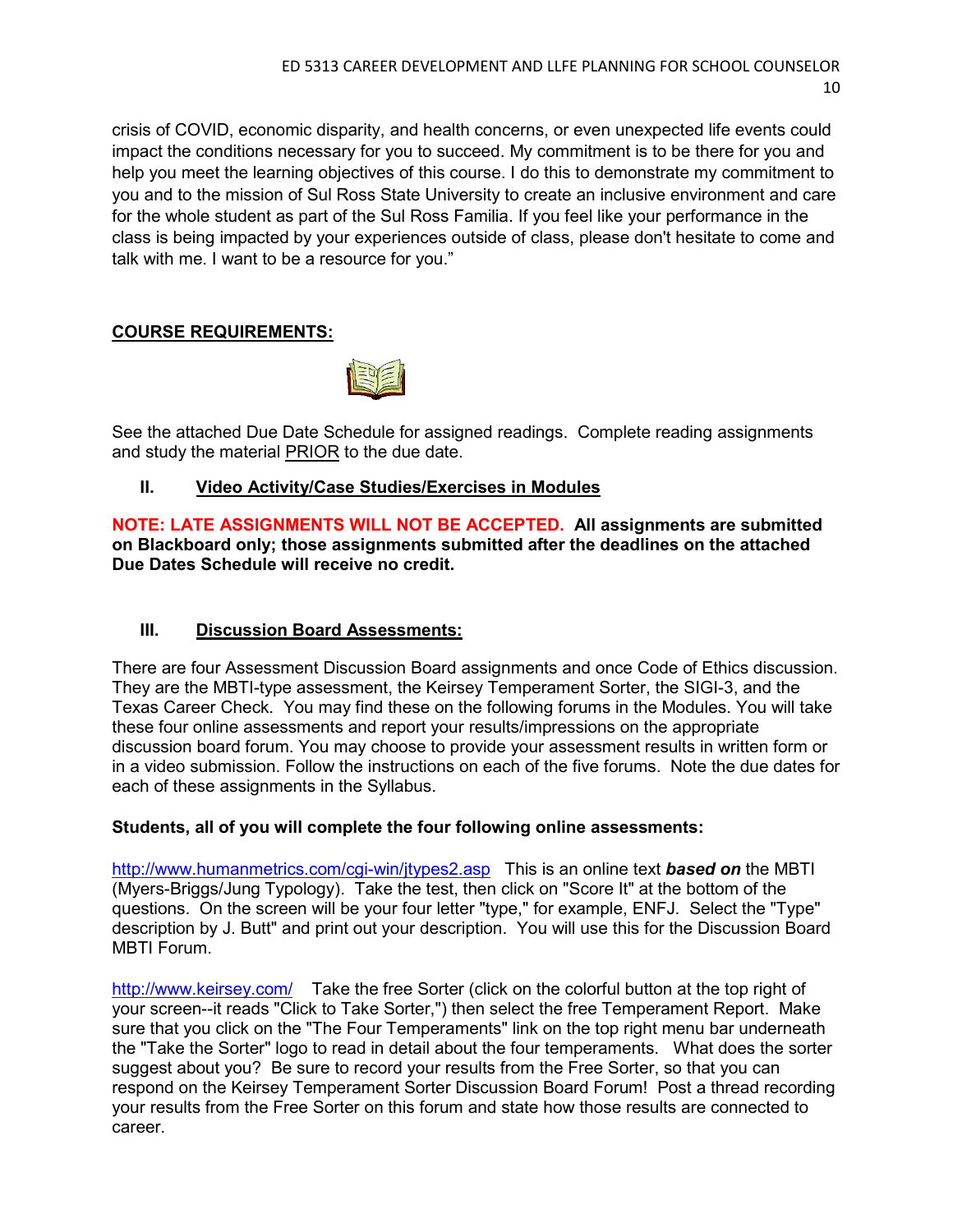crisis of COVID, economic disparity, and health concerns, or even unexpected life events could impact the conditions necessary for you to succeed. My commitment is to be there for you and help you meet the learning objectives of this course. I do this to demonstrate my commitment to you and to the mission of Sul Ross State University to create an inclusive environment and care for the whole student as part of the Sul Ross Familia. If you feel like your performance in the class is being impacted by your experiences outside of class, please don't hesitate to come and talk with me. I want to be a resource for you."

## COURSE REQUIREMENTS:

See the attached Due Date Schedule for assigned readings. Complete reading assignments and study the material PRIOR to the due date.

### II. Video Activity/Case Studies/Exercises in Modules

**NOTE: LATE ASSIGNMENTS WILL NOT BE ACCEPTED. All assignments are submitted on Blackboard only; those assignments submitted after the deadlines on the attached Due Dates Schedule will receive no credit.**

### III. Discussion Board Assessments:

There are four Assessment Discussion Board assignments and once Code of Ethics discussion. They are the MBTI-type assessment, the Keirsey Temperament Sorter, the SIGI-3, and the Texas Career Check. You may find these on the following forums in the Modules. You will take these four online assessments and report your results/impressions on the appropriate discussion board forum. You may choose to provide your assessment results in written form or in a video submission. Follow the instructions on each of the five forums. Note the due dates for each of these assignments in the Syllabus.

**Students, all of you will complete the four following online assessments:**

http://www.humanmetrics.com/cgi-win/jtypes2.asp This is an online text ***based on*** the MBTI (Myers-Briggs/Jung Typology). Take the test, then click on "Score It" at the bottom of the questions. On the screen will be your four letter "type," for example, ENFJ. Select the "Type" description by J. Butt" and print out your description. You will use this for the Discussion Board MBTI Forum.

http://www.keirsey.com/ Take the free Sorter (click on the colorful button at the top right of your screen--it reads "Click to Take Sorter,") then select the free Temperament Report. Make sure that you click on the "The Four Temperaments" link on the top right menu bar underneath the "Take the Sorter" logo to read in detail about the four temperaments. What does the sorter suggest about you? Be sure to record your results from the Free Sorter, so that you can respond on the Keirsey Temperament Sorter Discussion Board Forum! Post a thread recording your results from the Free Sorter on this forum and state how those results are connected to career.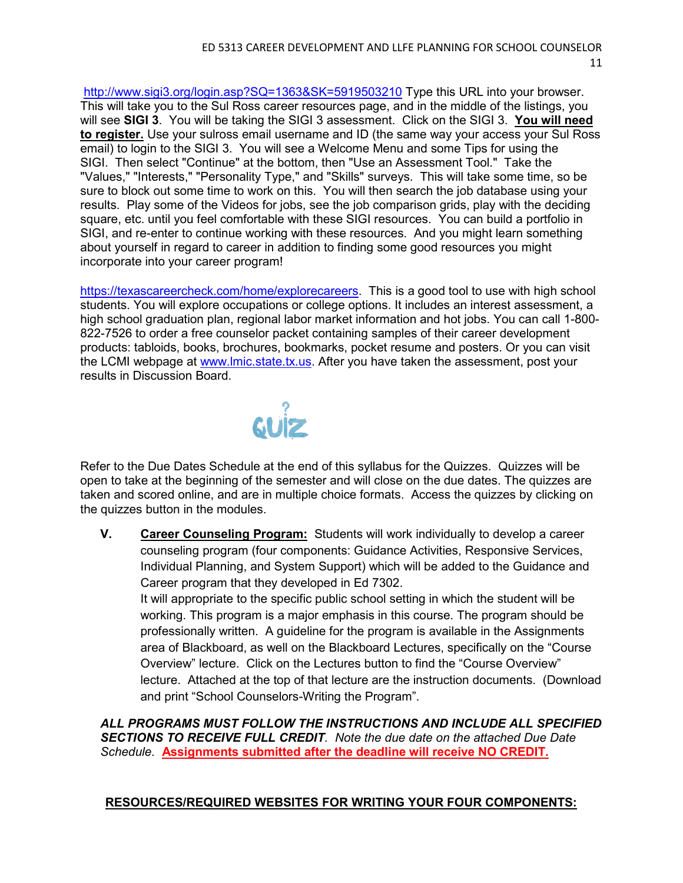http://www.sigi3.org/login.asp?SQ=1363&SK=5919503210 Type this URL into your browser. This will take you to the Sul Ross career resources page, and in the middle of the listings, you will see **SIGI 3**. You will be taking the SIGI 3 assessment. Click on the SIGI 3. **You will need to register.** Use your sulross email username and ID (the same way your access your Sul Ross email) to login to the SIGI 3. You will see a Welcome Menu and some Tips for using the SIGI. Then select "Continue" at the bottom, then "Use an Assessment Tool." Take the "Values," "Interests," "Personality Type," and "Skills" surveys. This will take some time, so be sure to block out some time to work on this. You will then search the job database using your results. Play some of the Videos for jobs, see the job comparison grids, play with the deciding square, etc. until you feel comfortable with these SIGI resources. You can build a portfolio in SIGI, and re-enter to continue working with these resources. And you might learn something about yourself in regard to career in addition to finding some good resources you might incorporate into your career program!

https://texascareercheck.com/home/explorecareers. This is a good tool to use with high school students. You will explore occupations or college options. It includes an interest assessment, a high school graduation plan, regional labor market information and hot jobs. You can call 1-800-822-7526 to order a free counselor packet containing samples of their career development products: tabloids, books, brochures, bookmarks, pocket resume and posters. Or you can visit the LCMI webpage at www.lmic.state.tx.us. After you have taken the assessment, post your results in Discussion Board.

QUIZ

Refer to the Due Dates Schedule at the end of this syllabus for the Quizzes. Quizzes will be open to take at the beginning of the semester and will close on the due dates. The quizzes are taken and scored online, and are in multiple choice formats. Access the quizzes by clicking on the quizzes button in the modules.

**V. Career Counseling Program:** Students will work individually to develop a career counseling program (four components: Guidance Activities, Responsive Services, Individual Planning, and System Support) which will be added to the Guidance and Career program that they developed in Ed 7302.
It will appropriate to the specific public school setting in which the student will be working. This program is a major emphasis in this course. The program should be professionally written. A guideline for the program is available in the Assignments area of Blackboard, as well on the Blackboard Lectures, specifically on the "Course Overview" lecture. Click on the Lectures button to find the "Course Overview" lecture. Attached at the top of that lecture are the instruction documents. (Download and print "School Counselors-Writing the Program".

***ALL PROGRAMS MUST FOLLOW THE INSTRUCTIONS AND INCLUDE ALL SPECIFIED SECTIONS TO RECEIVE FULL CREDIT****. Note the due date on the attached Due Date Schedule.* **Assignments submitted after the deadline will receive NO CREDIT.**

**RESOURCES/REQUIRED WEBSITES FOR WRITING YOUR FOUR COMPONENTS:**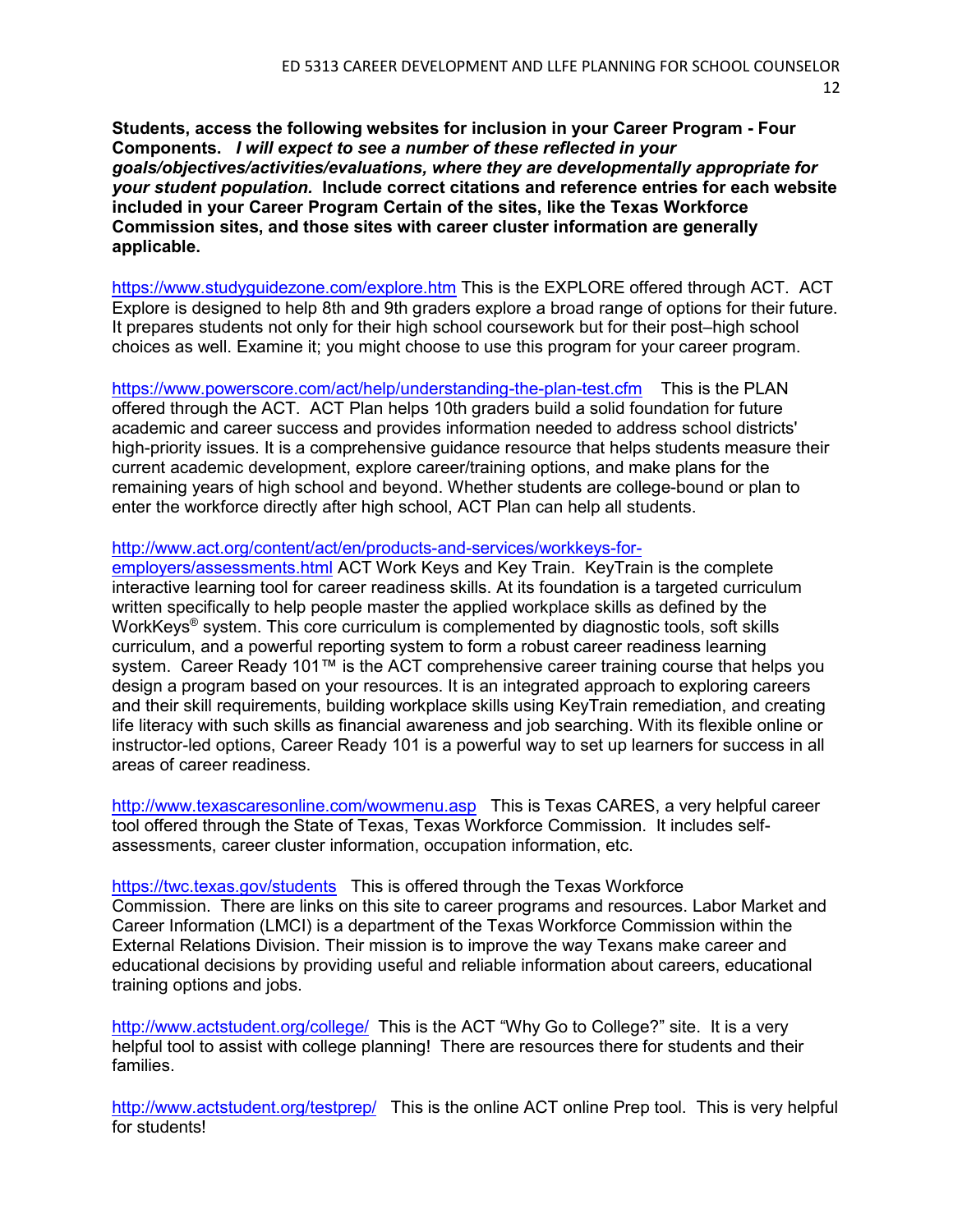**Students, access the following websites for inclusion in your Career Program - Four Components.** ***I will expect to see a number of these reflected in your goals/objectives/activities/evaluations, where they are developmentally appropriate for your student population.*** **Include correct citations and reference entries for each website included in your Career Program Certain of the sites, like the Texas Workforce Commission sites, and those sites with career cluster information are generally applicable.**

https://www.studyguidezone.com/explore.htm This is the EXPLORE offered through ACT. ACT Explore is designed to help 8th and 9th graders explore a broad range of options for their future. It prepares students not only for their high school coursework but for their post–high school choices as well. Examine it; you might choose to use this program for your career program.

https://www.powerscore.com/act/help/understanding-the-plan-test.cfm This is the PLAN offered through the ACT. ACT Plan helps 10th graders build a solid foundation for future academic and career success and provides information needed to address school districts' high-priority issues. It is a comprehensive guidance resource that helps students measure their current academic development, explore career/training options, and make plans for the remaining years of high school and beyond. Whether students are college-bound or plan to enter the workforce directly after high school, ACT Plan can help all students.

http://www.act.org/content/act/en/products-and-services/workkeys-for-employers/assessments.html ACT Work Keys and Key Train. KeyTrain is the complete interactive learning tool for career readiness skills. At its foundation is a targeted curriculum written specifically to help people master the applied workplace skills as defined by the WorkKeys® system. This core curriculum is complemented by diagnostic tools, soft skills curriculum, and a powerful reporting system to form a robust career readiness learning system. Career Ready 101™ is the ACT comprehensive career training course that helps you design a program based on your resources. It is an integrated approach to exploring careers and their skill requirements, building workplace skills using KeyTrain remediation, and creating life literacy with such skills as financial awareness and job searching. With its flexible online or instructor-led options, Career Ready 101 is a powerful way to set up learners for success in all areas of career readiness.

http://www.texascaresonline.com/wowmenu.asp This is Texas CARES, a very helpful career tool offered through the State of Texas, Texas Workforce Commission. It includes self-assessments, career cluster information, occupation information, etc.

https://twc.texas.gov/students This is offered through the Texas Workforce Commission. There are links on this site to career programs and resources. Labor Market and Career Information (LMCI) is a department of the Texas Workforce Commission within the External Relations Division. Their mission is to improve the way Texans make career and educational decisions by providing useful and reliable information about careers, educational training options and jobs.

http://www.actstudent.org/college/ This is the ACT "Why Go to College?" site. It is a very helpful tool to assist with college planning! There are resources there for students and their families.

http://www.actstudent.org/testprep/ This is the online ACT online Prep tool. This is very helpful for students!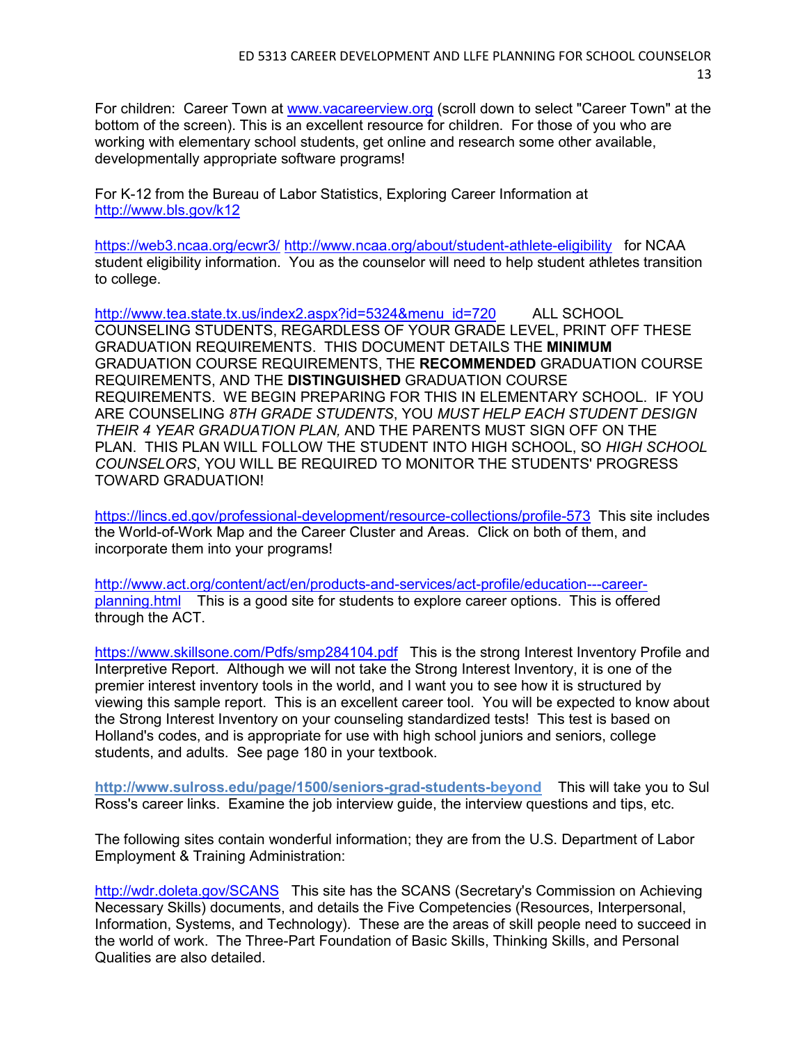For children: Career Town at www.vacareerview.org (scroll down to select "Career Town" at the bottom of the screen). This is an excellent resource for children. For those of you who are working with elementary school students, get online and research some other available, developmentally appropriate software programs!

For K-12 from the Bureau of Labor Statistics, Exploring Career Information at http://www.bls.gov/k12

https://web3.ncaa.org/ecwr3/ http://www.ncaa.org/about/student-athlete-eligibility for NCAA student eligibility information. You as the counselor will need to help student athletes transition to college.

http://www.tea.state.tx.us/index2.aspx?id=5324&menu_id=720 ALL SCHOOL COUNSELING STUDENTS, REGARDLESS OF YOUR GRADE LEVEL, PRINT OFF THESE GRADUATION REQUIREMENTS. THIS DOCUMENT DETAILS THE **MINIMUM** GRADUATION COURSE REQUIREMENTS, THE **RECOMMENDED** GRADUATION COURSE REQUIREMENTS, AND THE **DISTINGUISHED** GRADUATION COURSE REQUIREMENTS. WE BEGIN PREPARING FOR THIS IN ELEMENTARY SCHOOL. IF YOU ARE COUNSELING *8TH GRADE STUDENTS*, YOU *MUST HELP EACH STUDENT DESIGN THEIR 4 YEAR GRADUATION PLAN,* AND THE PARENTS MUST SIGN OFF ON THE PLAN. THIS PLAN WILL FOLLOW THE STUDENT INTO HIGH SCHOOL, SO *HIGH SCHOOL COUNSELORS*, YOU WILL BE REQUIRED TO MONITOR THE STUDENTS' PROGRESS TOWARD GRADUATION!

https://lincs.ed.gov/professional-development/resource-collections/profile-573 This site includes the World-of-Work Map and the Career Cluster and Areas. Click on both of them, and incorporate them into your programs!

http://www.act.org/content/act/en/products-and-services/act-profile/education---career-planning.html This is a good site for students to explore career options. This is offered through the ACT.

https://www.skillsone.com/Pdfs/smp284104.pdf This is the strong Interest Inventory Profile and Interpretive Report. Although we will not take the Strong Interest Inventory, it is one of the premier interest inventory tools in the world, and I want you to see how it is structured by viewing this sample report. This is an excellent career tool. You will be expected to know about the Strong Interest Inventory on your counseling standardized tests! This test is based on Holland's codes, and is appropriate for use with high school juniors and seniors, college students, and adults. See page 180 in your textbook.

**http://www.sulross.edu/page/1500/seniors-grad-students-beyond** This will take you to Sul Ross's career links. Examine the job interview guide, the interview questions and tips, etc.

The following sites contain wonderful information; they are from the U.S. Department of Labor Employment & Training Administration:

http://wdr.doleta.gov/SCANS This site has the SCANS (Secretary's Commission on Achieving Necessary Skills) documents, and details the Five Competencies (Resources, Interpersonal, Information, Systems, and Technology). These are the areas of skill people need to succeed in the world of work. The Three-Part Foundation of Basic Skills, Thinking Skills, and Personal Qualities are also detailed.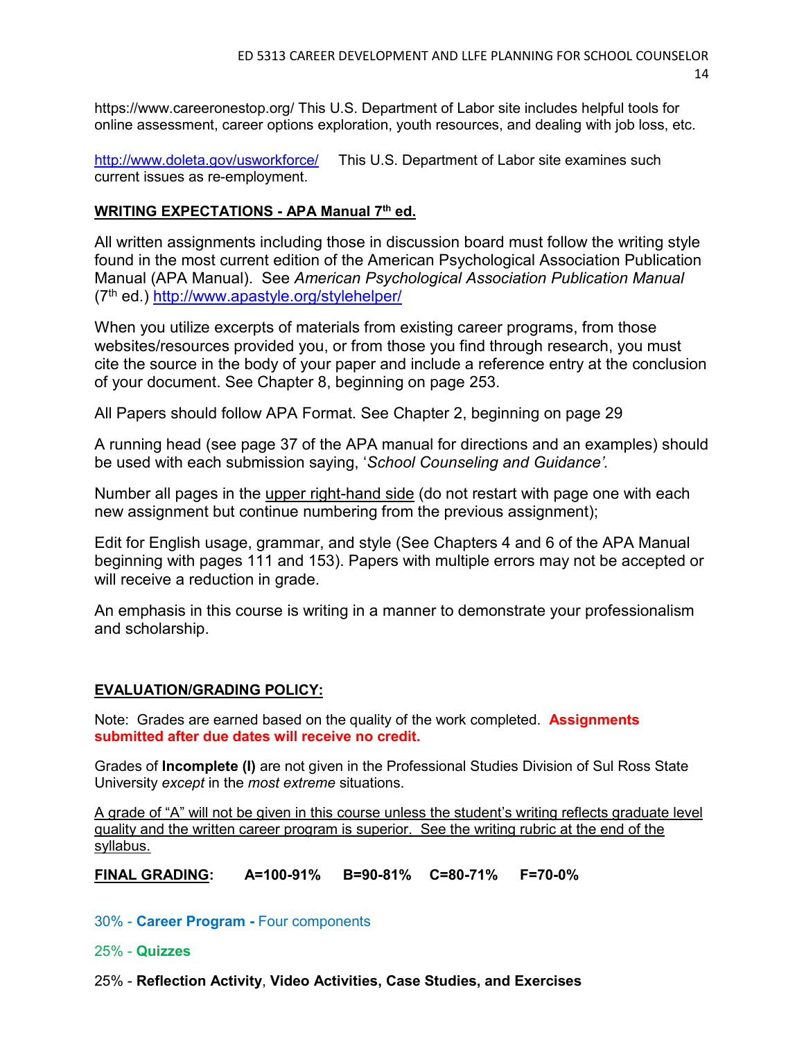https://www.careeronestop.org/ This U.S. Department of Labor site includes helpful tools for online assessment, career options exploration, youth resources, and dealing with job loss, etc.

http://www.doleta.gov/usworkforce/ This U.S. Department of Labor site examines such current issues as re-employment.

**WRITING EXPECTATIONS - APA Manual 7th ed.**

All written assignments including those in discussion board must follow the writing style found in the most current edition of the American Psychological Association Publication Manual (APA Manual). See *American Psychological Association Publication Manual* (7th ed.) http://www.apastyle.org/stylehelper/

When you utilize excerpts of materials from existing career programs, from those websites/resources provided you, or from those you find through research, you must cite the source in the body of your paper and include a reference entry at the conclusion of your document. See Chapter 8, beginning on page 253.

All Papers should follow APA Format. See Chapter 2, beginning on page 29

A running head (see page 37 of the APA manual for directions and an examples) should be used with each submission saying, '*School Counseling and Guidance'.*

Number all pages in the upper right-hand side (do not restart with page one with each new assignment but continue numbering from the previous assignment);

Edit for English usage, grammar, and style (See Chapters 4 and 6 of the APA Manual beginning with pages 111 and 153). Papers with multiple errors may not be accepted or will receive a reduction in grade.

An emphasis in this course is writing in a manner to demonstrate your professionalism and scholarship.

**EVALUATION/GRADING POLICY:**

Note: Grades are earned based on the quality of the work completed. **Assignments submitted after due dates will receive no credit.**

Grades of **Incomplete (I)** are not given in the Professional Studies Division of Sul Ross State University *except* in the *most extreme* situations.

A grade of "A" will not be given in this course unless the student's writing reflects graduate level quality and the written career program is superior. See the writing rubric at the end of the syllabus.

**FINAL GRADING: A=100-91% B=90-81% C=80-71% F=70-0%**

30% - **Career Program -** Four components

25% - **Quizzes**

25% - **Reflection Activity**, **Video Activities, Case Studies, and Exercises**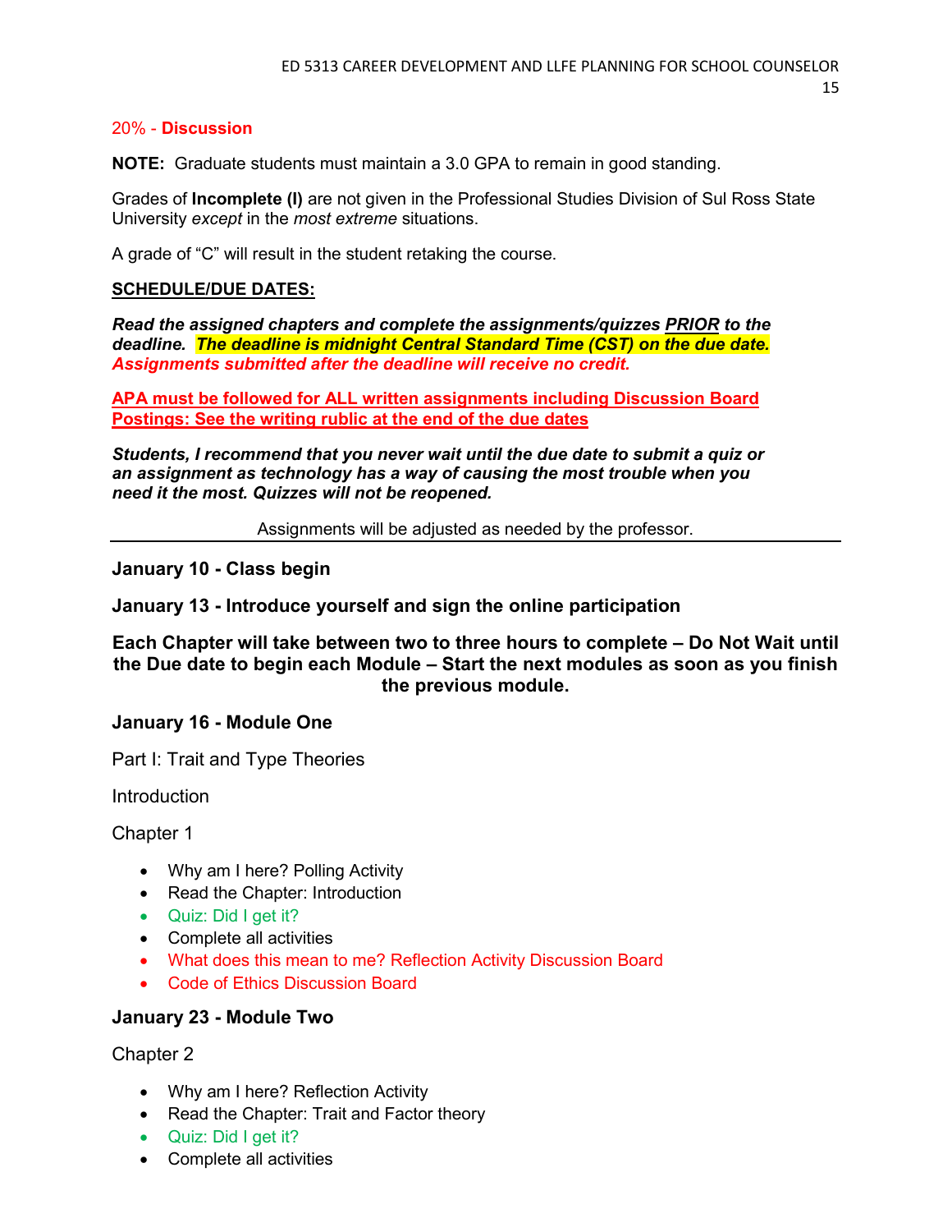20% - **Discussion**

**NOTE:** Graduate students must maintain a 3.0 GPA to remain in good standing.

Grades of **Incomplete (I)** are not given in the Professional Studies Division of Sul Ross State University *except* in the *most extreme* situations.

A grade of "C" will result in the student retaking the course.

**SCHEDULE/DUE DATES:**

***Read the assigned chapters and complete the assignments/quizzes PRIOR to the deadline. The deadline is midnight Central Standard Time (CST) on the due date. Assignments submitted after the deadline will receive no credit.***

**APA must be followed for ALL written assignments including Discussion Board Postings: See the writing rublic at the end of the due dates**

***Students, I recommend that you never wait until the due date to submit a quiz or an assignment as technology has a way of causing the most trouble when you need it the most. Quizzes will not be reopened.***

Assignments will be adjusted as needed by the professor.

---

**January 10 - Class begin**

**January 13 - Introduce yourself and sign the online participation**

**Each Chapter will take between two to three hours to complete – Do Not Wait until the Due date to begin each Module – Start the next modules as soon as you finish the previous module.**

**January 16 - Module One**

Part I: Trait and Type Theories

Introduction

Chapter 1

- Why am I here? Polling Activity
- Read the Chapter: Introduction
- Quiz: Did I get it?
- Complete all activities
- What does this mean to me? Reflection Activity Discussion Board
- Code of Ethics Discussion Board

**January 23 - Module Two**

Chapter 2

- Why am I here? Reflection Activity
- Read the Chapter: Trait and Factor theory
- Quiz: Did I get it?
- Complete all activities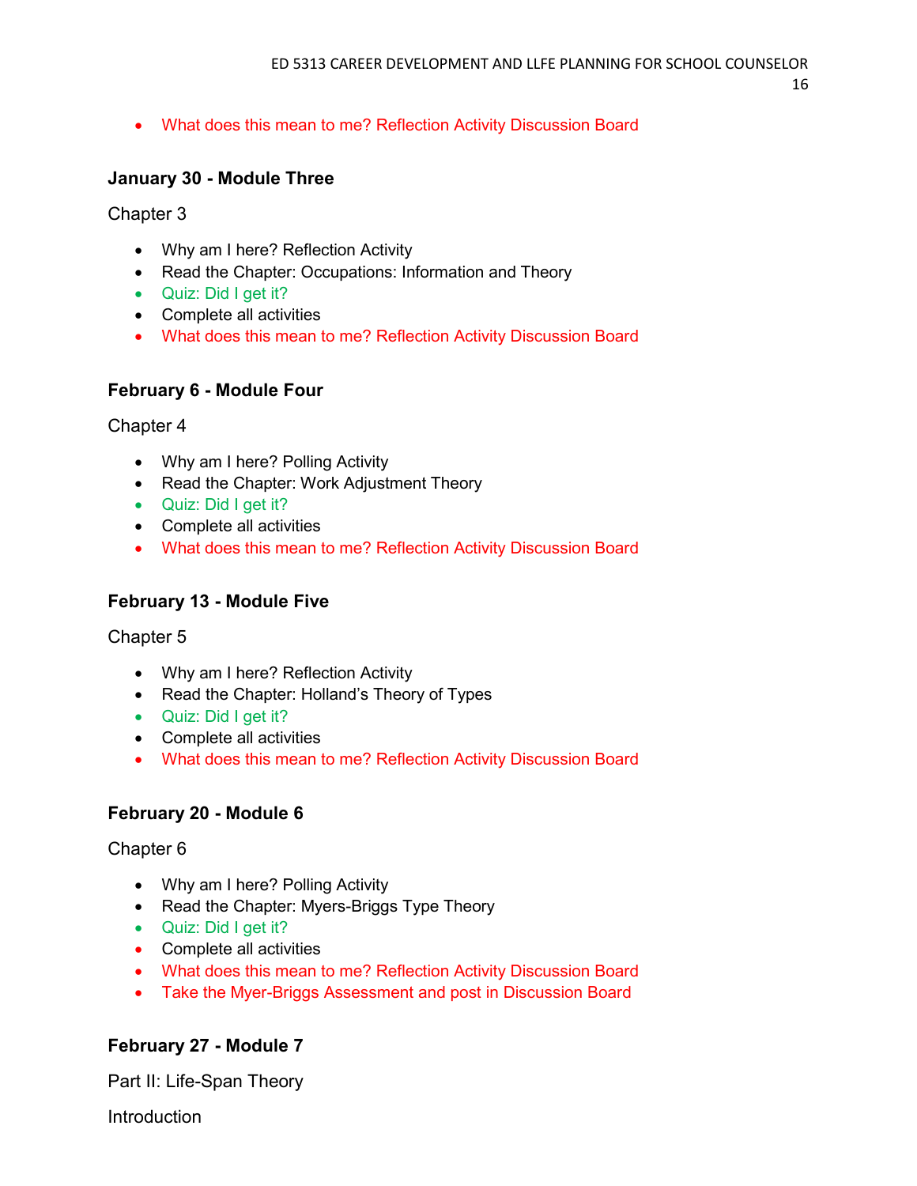- What does this mean to me? Reflection Activity Discussion Board

**January 30 - Module Three**

Chapter 3

- Why am I here? Reflection Activity
- Read the Chapter: Occupations: Information and Theory
- Quiz: Did I get it?
- Complete all activities
- What does this mean to me? Reflection Activity Discussion Board

**February 6 - Module Four**

Chapter 4

- Why am I here? Polling Activity
- Read the Chapter: Work Adjustment Theory
- Quiz: Did I get it?
- Complete all activities
- What does this mean to me? Reflection Activity Discussion Board

**February 13 - Module Five**

Chapter 5

- Why am I here? Reflection Activity
- Read the Chapter: Holland's Theory of Types
- Quiz: Did I get it?
- Complete all activities
- What does this mean to me? Reflection Activity Discussion Board

**February 20 - Module 6**

Chapter 6

- Why am I here? Polling Activity
- Read the Chapter: Myers-Briggs Type Theory
- Quiz: Did I get it?
- Complete all activities
- What does this mean to me? Reflection Activity Discussion Board
- Take the Myer-Briggs Assessment and post in Discussion Board

**February 27 - Module 7**

Part II: Life-Span Theory

Introduction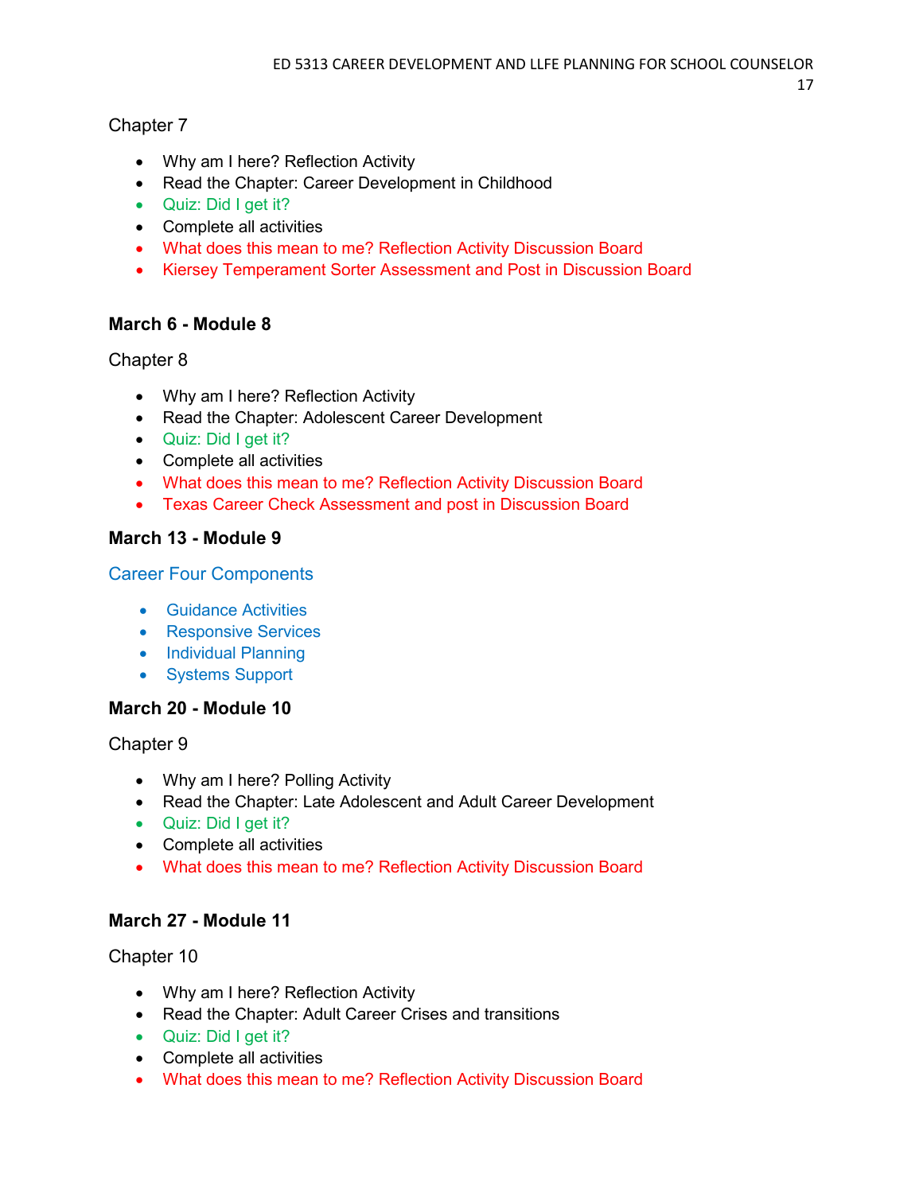Chapter 7

- Why am I here? Reflection Activity
- Read the Chapter: Career Development in Childhood
- Quiz: Did I get it?
- Complete all activities
- What does this mean to me? Reflection Activity Discussion Board
- Kiersey Temperament Sorter Assessment and Post in Discussion Board

**March 6 - Module 8**

Chapter 8

- Why am I here? Reflection Activity
- Read the Chapter: Adolescent Career Development
- Quiz: Did I get it?
- Complete all activities
- What does this mean to me? Reflection Activity Discussion Board
- Texas Career Check Assessment and post in Discussion Board

**March 13 - Module 9**

Career Four Components

- Guidance Activities
- Responsive Services
- Individual Planning
- Systems Support

**March 20 - Module 10**

Chapter 9

- Why am I here? Polling Activity
- Read the Chapter: Late Adolescent and Adult Career Development
- Quiz: Did I get it?
- Complete all activities
- What does this mean to me? Reflection Activity Discussion Board

**March 27 - Module 11**

Chapter 10

- Why am I here? Reflection Activity
- Read the Chapter: Adult Career Crises and transitions
- Quiz: Did I get it?
- Complete all activities
- What does this mean to me? Reflection Activity Discussion Board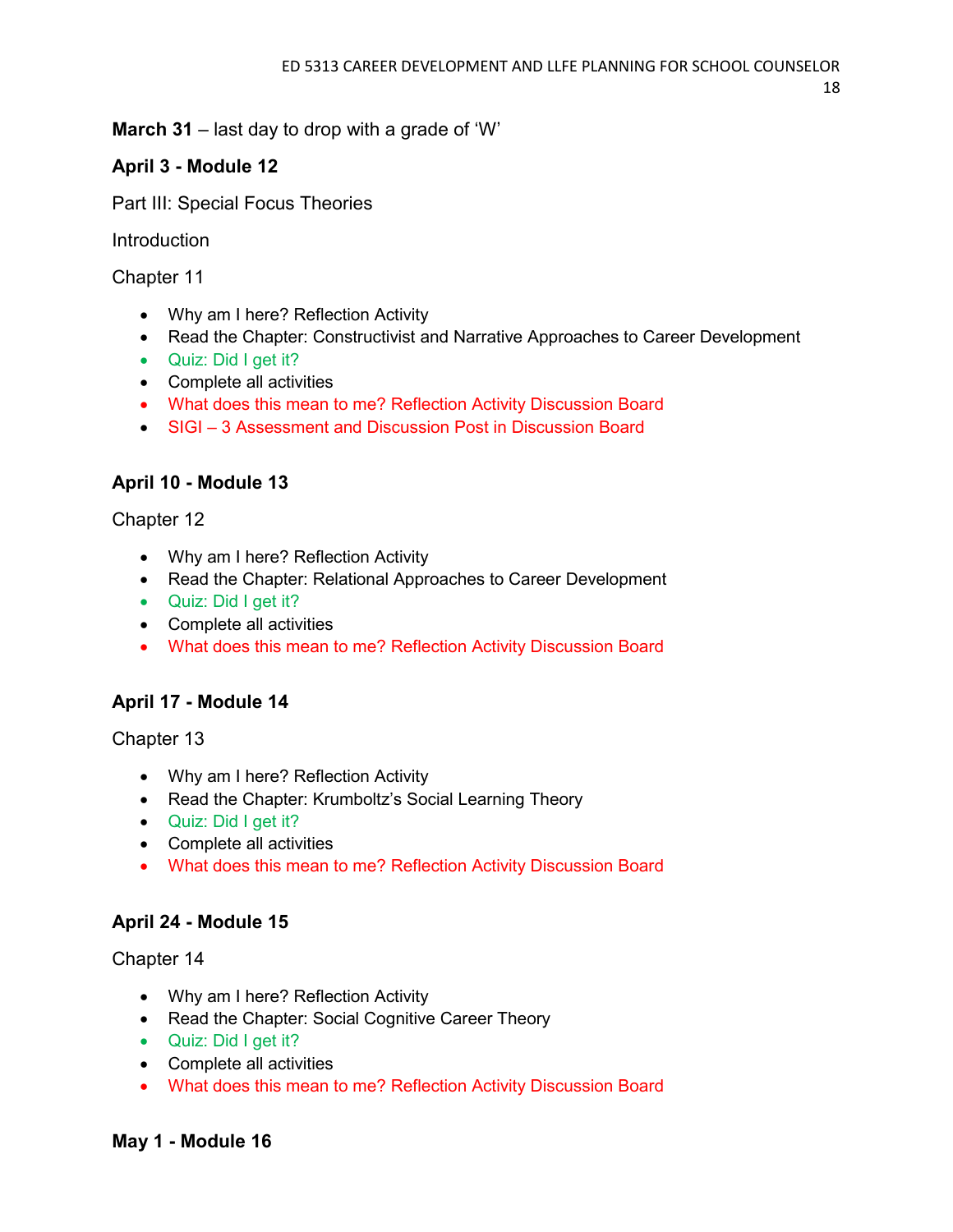**March 31** – last day to drop with a grade of 'W'

**April 3 - Module 12**

Part III: Special Focus Theories

Introduction

Chapter 11

- Why am I here? Reflection Activity
- Read the Chapter: Constructivist and Narrative Approaches to Career Development
- Quiz: Did I get it?
- Complete all activities
- What does this mean to me? Reflection Activity Discussion Board
- SIGI – 3 Assessment and Discussion Post in Discussion Board

**April 10 - Module 13**

Chapter 12

- Why am I here? Reflection Activity
- Read the Chapter: Relational Approaches to Career Development
- Quiz: Did I get it?
- Complete all activities
- What does this mean to me? Reflection Activity Discussion Board

**April 17 - Module 14**

Chapter 13

- Why am I here? Reflection Activity
- Read the Chapter: Krumboltz's Social Learning Theory
- Quiz: Did I get it?
- Complete all activities
- What does this mean to me? Reflection Activity Discussion Board

**April 24 - Module 15**

Chapter 14

- Why am I here? Reflection Activity
- Read the Chapter: Social Cognitive Career Theory
- Quiz: Did I get it?
- Complete all activities
- What does this mean to me? Reflection Activity Discussion Board

**May 1 - Module 16**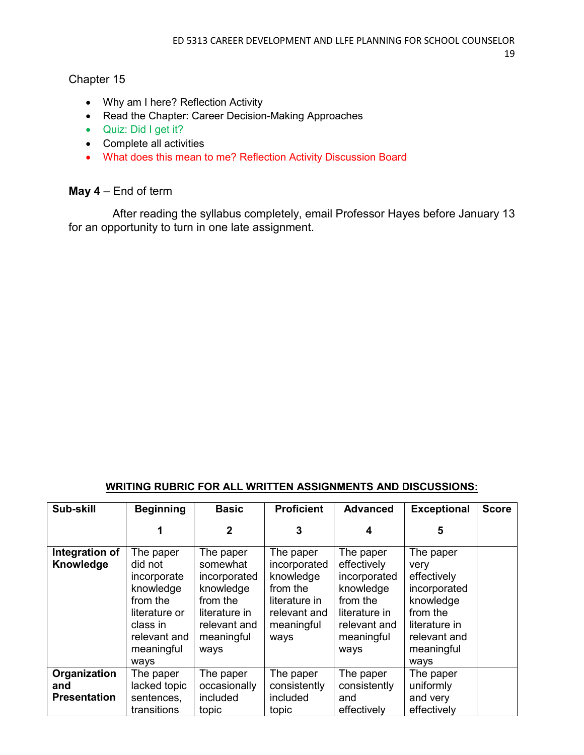Chapter 15

- Why am I here? Reflection Activity
- Read the Chapter: Career Decision-Making Approaches
- Quiz: Did I get it?
- Complete all activities
- What does this mean to me? Reflection Activity Discussion Board

**May 4** – End of term

After reading the syllabus completely, email Professor Hayes before January 13 for an opportunity to turn in one late assignment.

**WRITING RUBRIC FOR ALL WRITTEN ASSIGNMENTS AND DISCUSSIONS:**

| Sub-skill | Beginning<br>1 | Basic<br>2 | Proficient<br>3 | Advanced<br>4 | Exceptional<br>5 | Score |
|---|---|---|---|---|---|---|
| **Integration of Knowledge** | The paper did not incorporate knowledge from the literature or class in relevant and meaningful ways | The paper somewhat incorporated knowledge from the literature in relevant and meaningful ways | The paper incorporated knowledge from the literature in relevant and meaningful ways | The paper effectively incorporated knowledge from the literature in relevant and meaningful ways | The paper very effectively incorporated knowledge from the literature in relevant and meaningful ways | |
| **Organization and Presentation** | The paper lacked topic sentences, transitions | The paper occasionally included topic | The paper consistently included topic | The paper consistently and effectively | The paper uniformly and very effectively | |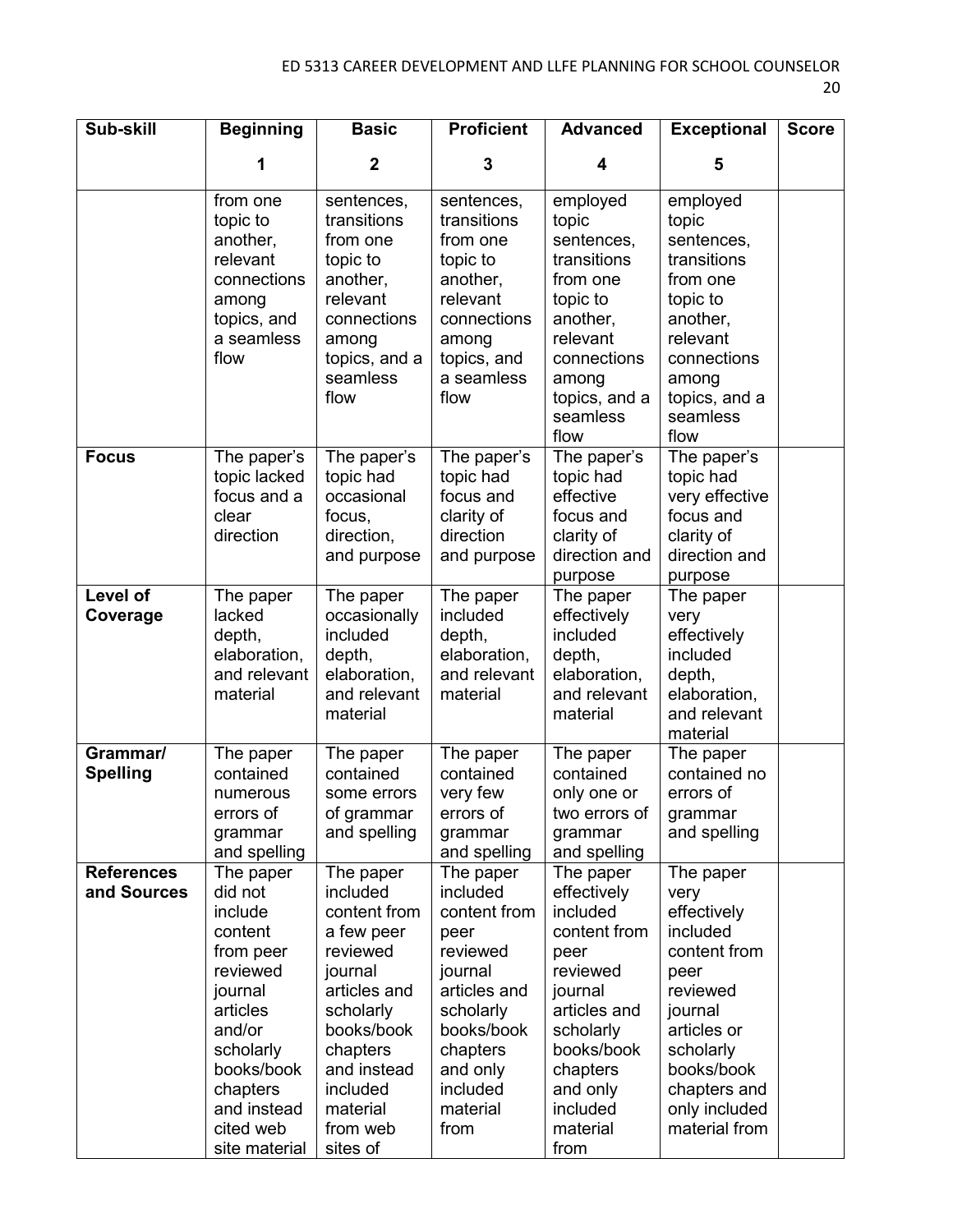| Sub-skill | Beginning 1 | Basic 2 | Proficient 3 | Advanced 4 | Exceptional 5 | Score |
|---|---|---|---|---|---|---|
| | from one topic to another, relevant connections among topics, and a seamless flow | sentences, transitions from one topic to another, relevant connections among topics, and a seamless flow | sentences, transitions from one topic to another, relevant connections among topics, and a seamless flow | employed topic sentences, transitions from one topic to another, relevant connections among topics, and a seamless flow | employed topic sentences, transitions from one topic to another, relevant connections among topics, and a seamless flow | |
| **Focus** | The paper's topic lacked focus and a clear direction | The paper's topic had occasional focus, direction, and purpose | The paper's topic had focus and clarity of direction and purpose | The paper's topic had effective focus and clarity of direction and purpose | The paper's topic had very effective focus and clarity of direction and purpose | |
| **Level of Coverage** | The paper lacked depth, elaboration, and relevant material | The paper occasionally included depth, elaboration, and relevant material | The paper included depth, elaboration, and relevant material | The paper effectively included depth, elaboration, and relevant material | The paper very effectively included depth, elaboration, and relevant material | |
| **Grammar/ Spelling** | The paper contained numerous errors of grammar and spelling | The paper contained some errors of grammar and spelling | The paper contained very few errors of grammar and spelling | The paper contained only one or two errors of grammar and spelling | The paper contained no errors of grammar and spelling | |
| **References and Sources** | The paper did not include content from peer reviewed journal articles and/or scholarly books/book chapters and instead cited web site material | The paper included content from a few peer reviewed journal articles and scholarly books/book chapters and instead included material from web sites of | The paper included content from peer reviewed journal articles and scholarly books/book chapters and only included material from | The paper effectively included content from peer reviewed journal articles and scholarly books/book chapters and only included material from | The paper very effectively included content from peer reviewed journal articles or scholarly books/book chapters and only included material from | |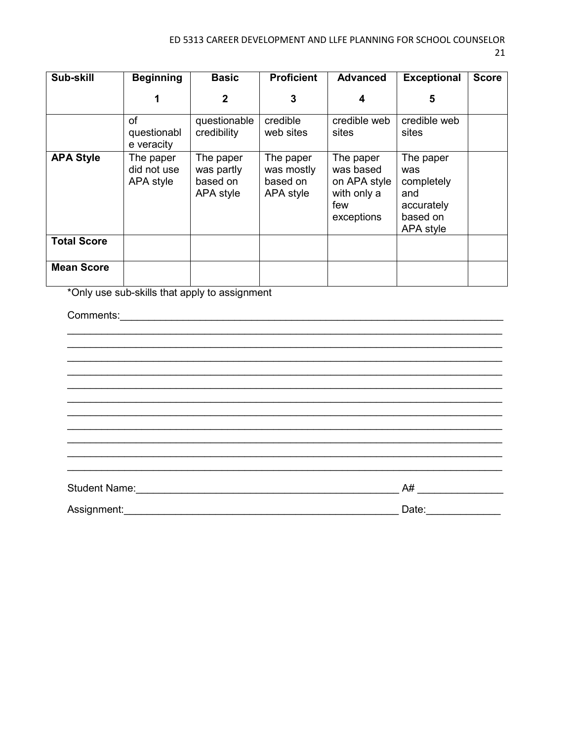| Sub-skill | Beginning<br>1 | Basic<br>2 | Proficient<br>3 | Advanced<br>4 | Exceptional<br>5 | Score |
|---|---|---|---|---|---|---|
| | of questionable veracity | questionable credibility | credible web sites | credible web sites | credible web sites | |
| **APA Style** | The paper did not use APA style | The paper was partly based on APA style | The paper was mostly based on APA style | The paper was based on APA style with only a few exceptions | The paper was completely and accurately based on APA style | |
| **Total Score** | | | | | | |
| **Mean Score** | | | | | | |

*Only use sub-skills that apply to assignment

Comments:_______________________________________________________________________

_______________________________________________________________________________

_______________________________________________________________________________

_______________________________________________________________________________

_______________________________________________________________________________

_______________________________________________________________________________

_______________________________________________________________________________

_______________________________________________________________________________

_______________________________________________________________________________

_______________________________________________________________________________

_______________________________________________________________________________

_______________________________________________________________________________

Student Name:________________________________________________ A# _______________

Assignment:__________________________________________________ Date:_____________